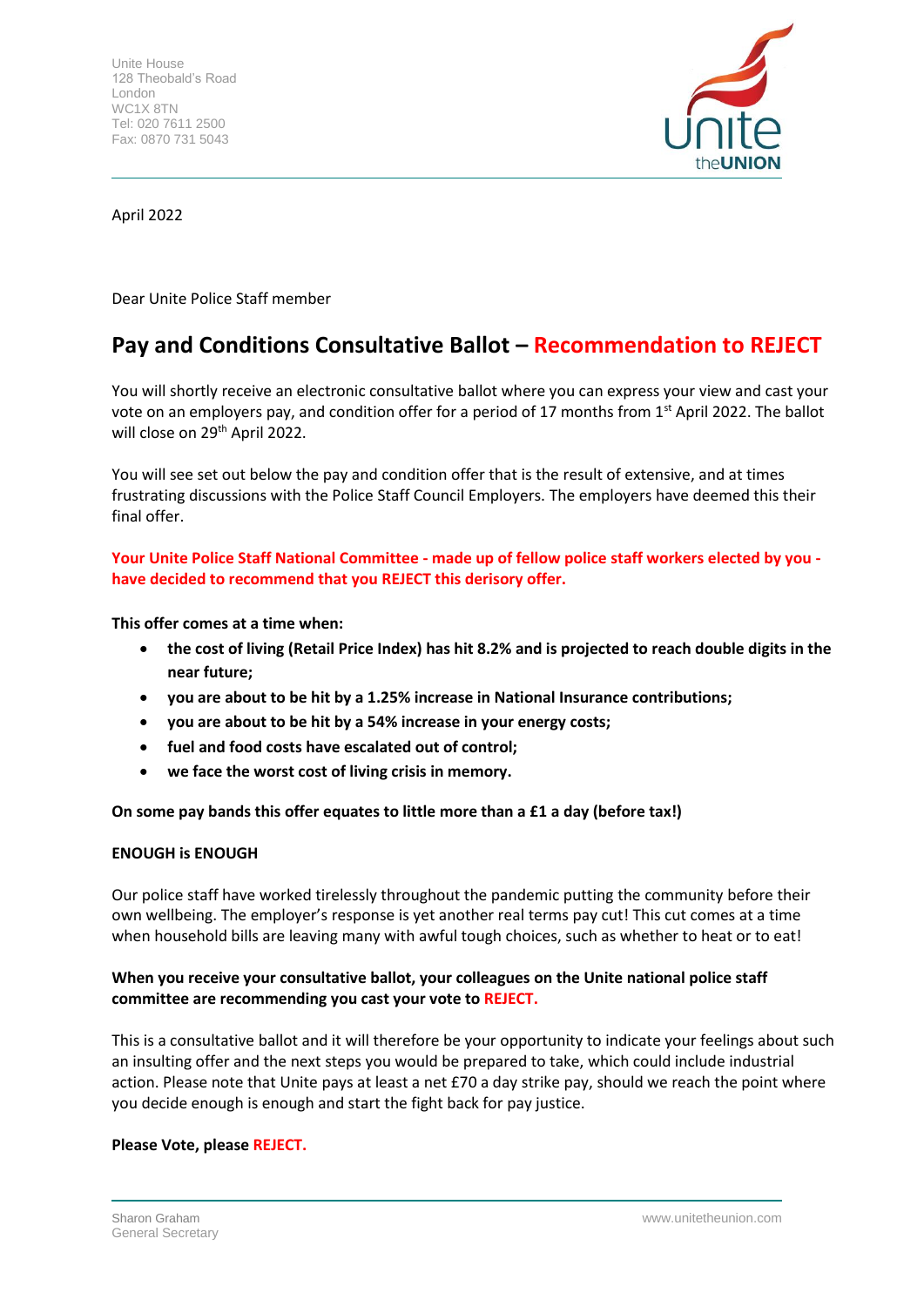Unite House
128 Theobald's Road
London
WC1X 8TN
Tel: 020 7611 2500
Fax: 0870 731 5043

April 2022

Dear Unite Police Staff member

# Pay and Conditions Consultative Ballot – Recommendation to REJECT

You will shortly receive an electronic consultative ballot where you can express your view and cast your vote on an employers pay, and condition offer for a period of 17 months from 1st April 2022. The ballot will close on 29th April 2022.

You will see set out below the pay and condition offer that is the result of extensive, and at times frustrating discussions with the Police Staff Council Employers. The employers have deemed this their final offer.

**Your Unite Police Staff National Committee - made up of fellow police staff workers elected by you - have decided to recommend that you REJECT this derisory offer.**

**This offer comes at a time when:**

- **the cost of living (Retail Price Index) has hit 8.2% and is projected to reach double digits in the near future;**
- **you are about to be hit by a 1.25% increase in National Insurance contributions;**
- **you are about to be hit by a 54% increase in your energy costs;**
- **fuel and food costs have escalated out of control;**
- **we face the worst cost of living crisis in memory.**

**On some pay bands this offer equates to little more than a £1 a day (before tax!)**

**ENOUGH is ENOUGH**

Our police staff have worked tirelessly throughout the pandemic putting the community before their own wellbeing. The employer's response is yet another real terms pay cut! This cut comes at a time when household bills are leaving many with awful tough choices, such as whether to heat or to eat!

**When you receive your consultative ballot, your colleagues on the Unite national police staff committee are recommending you cast your vote to REJECT.**

This is a consultative ballot and it will therefore be your opportunity to indicate your feelings about such an insulting offer and the next steps you would be prepared to take, which could include industrial action. Please note that Unite pays at least a net £70 a day strike pay, should we reach the point where you decide enough is enough and start the fight back for pay justice.

**Please Vote, please REJECT.**

Sharon Graham
General Secretary

www.unitetheunion.com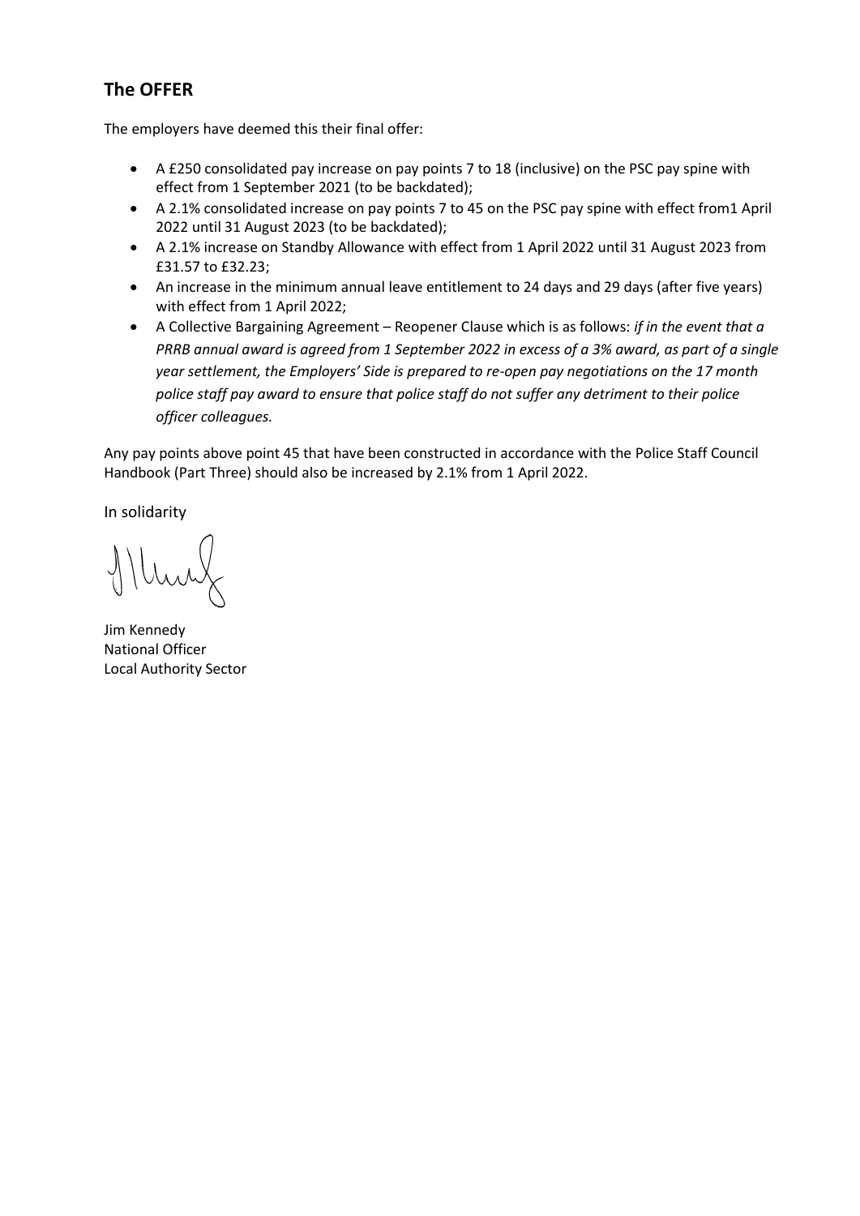## The OFFER

The employers have deemed this their final offer:

- A £250 consolidated pay increase on pay points 7 to 18 (inclusive) on the PSC pay spine with effect from 1 September 2021 (to be backdated);
- A 2.1% consolidated increase on pay points 7 to 45 on the PSC pay spine with effect from1 April 2022 until 31 August 2023 (to be backdated);
- A 2.1% increase on Standby Allowance with effect from 1 April 2022 until 31 August 2023 from £31.57 to £32.23;
- An increase in the minimum annual leave entitlement to 24 days and 29 days (after five years) with effect from 1 April 2022;
- A Collective Bargaining Agreement – Reopener Clause which is as follows: *if in the event that a PRRB annual award is agreed from 1 September 2022 in excess of a 3% award, as part of a single year settlement, the Employers' Side is prepared to re-open pay negotiations on the 17 month police staff pay award to ensure that police staff do not suffer any detriment to their police officer colleagues.*

Any pay points above point 45 that have been constructed in accordance with the Police Staff Council Handbook (Part Three) should also be increased by 2.1% from 1 April 2022.

In solidarity

Jim Kennedy
National Officer
Local Authority Sector